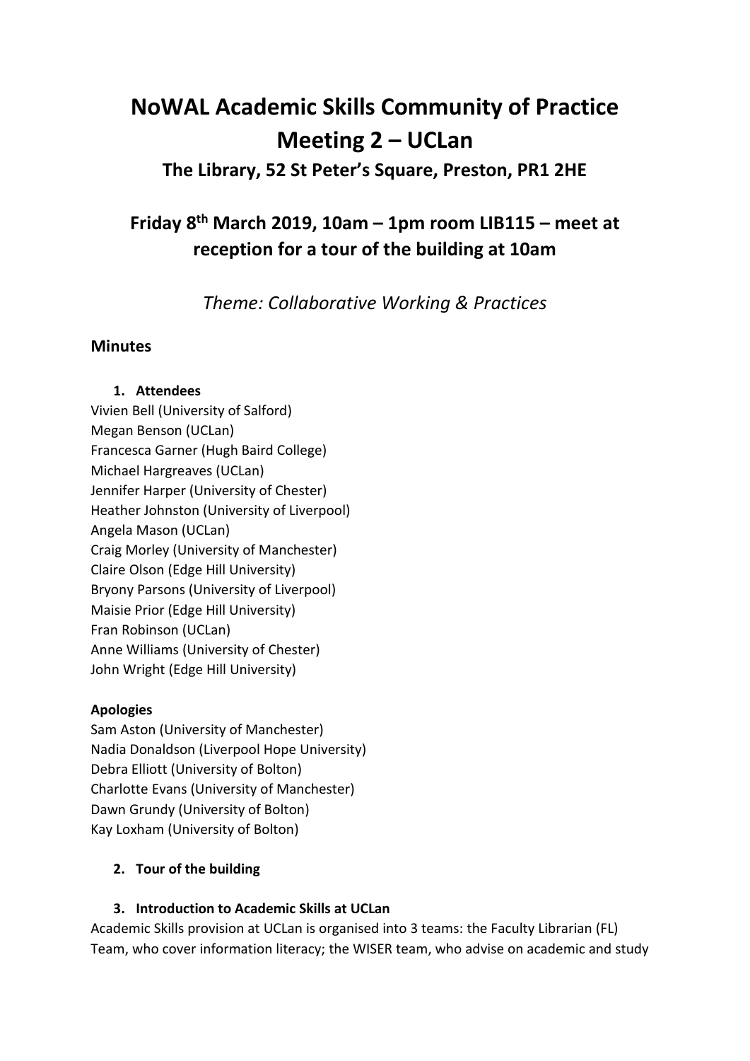# NoWAL Academic Skills Community of Practice Meeting 2 – UCLan

### The Library, 52 St Peter's Square, Preston, PR1 2HE

## Friday 8th March 2019, 10am – 1pm room LIB115 – meet at reception for a tour of the building at 10am

*Theme: Collaborative Working & Practices*

### Minutes

1. **Attendees**

Vivien Bell (University of Salford)
Megan Benson (UCLan)
Francesca Garner (Hugh Baird College)
Michael Hargreaves (UCLan)
Jennifer Harper (University of Chester)
Heather Johnston (University of Liverpool)
Angela Mason (UCLan)
Craig Morley (University of Manchester)
Claire Olson (Edge Hill University)
Bryony Parsons (University of Liverpool)
Maisie Prior (Edge Hill University)
Fran Robinson (UCLan)
Anne Williams (University of Chester)
John Wright (Edge Hill University)

**Apologies**

Sam Aston (University of Manchester)
Nadia Donaldson (Liverpool Hope University)
Debra Elliott (University of Bolton)
Charlotte Evans (University of Manchester)
Dawn Grundy (University of Bolton)
Kay Loxham (University of Bolton)

2. **Tour of the building**

3. **Introduction to Academic Skills at UCLan**

Academic Skills provision at UCLan is organised into 3 teams: the Faculty Librarian (FL) Team, who cover information literacy; the WISER team, who advise on academic and study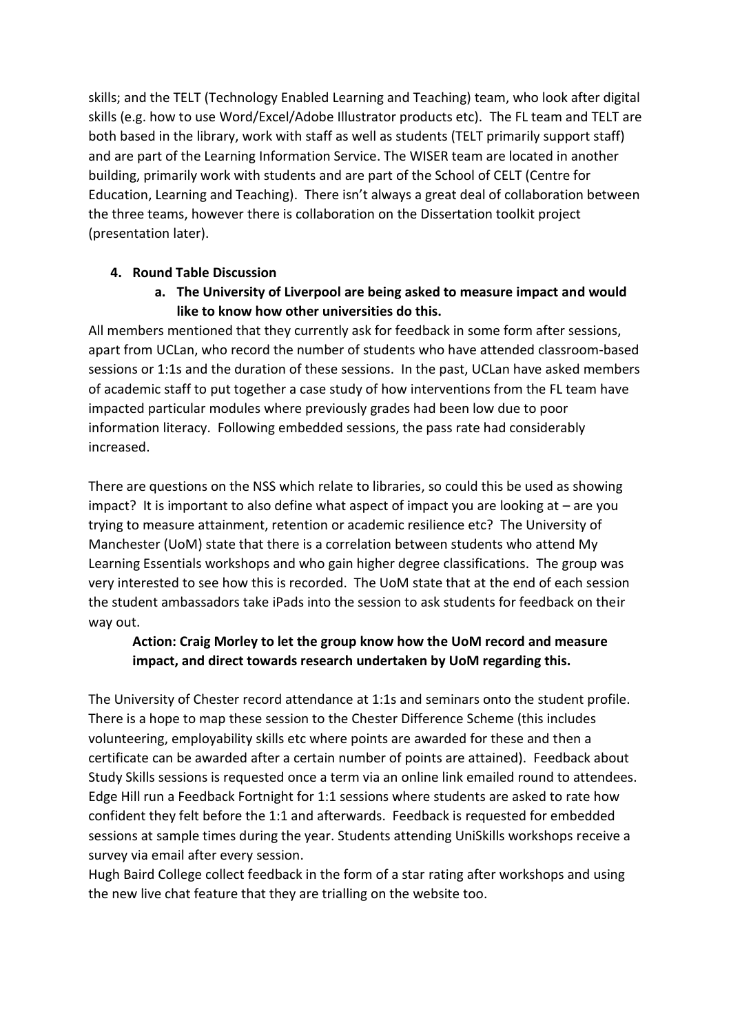skills; and the TELT (Technology Enabled Learning and Teaching) team, who look after digital skills (e.g. how to use Word/Excel/Adobe Illustrator products etc). The FL team and TELT are both based in the library, work with staff as well as students (TELT primarily support staff) and are part of the Learning Information Service. The WISER team are located in another building, primarily work with students and are part of the School of CELT (Centre for Education, Learning and Teaching). There isn't always a great deal of collaboration between the three teams, however there is collaboration on the Dissertation toolkit project (presentation later).

4. **Round Table Discussion**

   a. **The University of Liverpool are being asked to measure impact and would like to know how other universities do this.**

All members mentioned that they currently ask for feedback in some form after sessions, apart from UCLan, who record the number of students who have attended classroom-based sessions or 1:1s and the duration of these sessions. In the past, UCLan have asked members of academic staff to put together a case study of how interventions from the FL team have impacted particular modules where previously grades had been low due to poor information literacy. Following embedded sessions, the pass rate had considerably increased.

There are questions on the NSS which relate to libraries, so could this be used as showing impact? It is important to also define what aspect of impact you are looking at – are you trying to measure attainment, retention or academic resilience etc? The University of Manchester (UoM) state that there is a correlation between students who attend My Learning Essentials workshops and who gain higher degree classifications. The group was very interested to see how this is recorded. The UoM state that at the end of each session the student ambassadors take iPads into the session to ask students for feedback on their way out.

**Action: Craig Morley to let the group know how the UoM record and measure impact, and direct towards research undertaken by UoM regarding this.**

The University of Chester record attendance at 1:1s and seminars onto the student profile. There is a hope to map these session to the Chester Difference Scheme (this includes volunteering, employability skills etc where points are awarded for these and then a certificate can be awarded after a certain number of points are attained). Feedback about Study Skills sessions is requested once a term via an online link emailed round to attendees. Edge Hill run a Feedback Fortnight for 1:1 sessions where students are asked to rate how confident they felt before the 1:1 and afterwards. Feedback is requested for embedded sessions at sample times during the year. Students attending UniSkills workshops receive a survey via email after every session.

Hugh Baird College collect feedback in the form of a star rating after workshops and using the new live chat feature that they are trialling on the website too.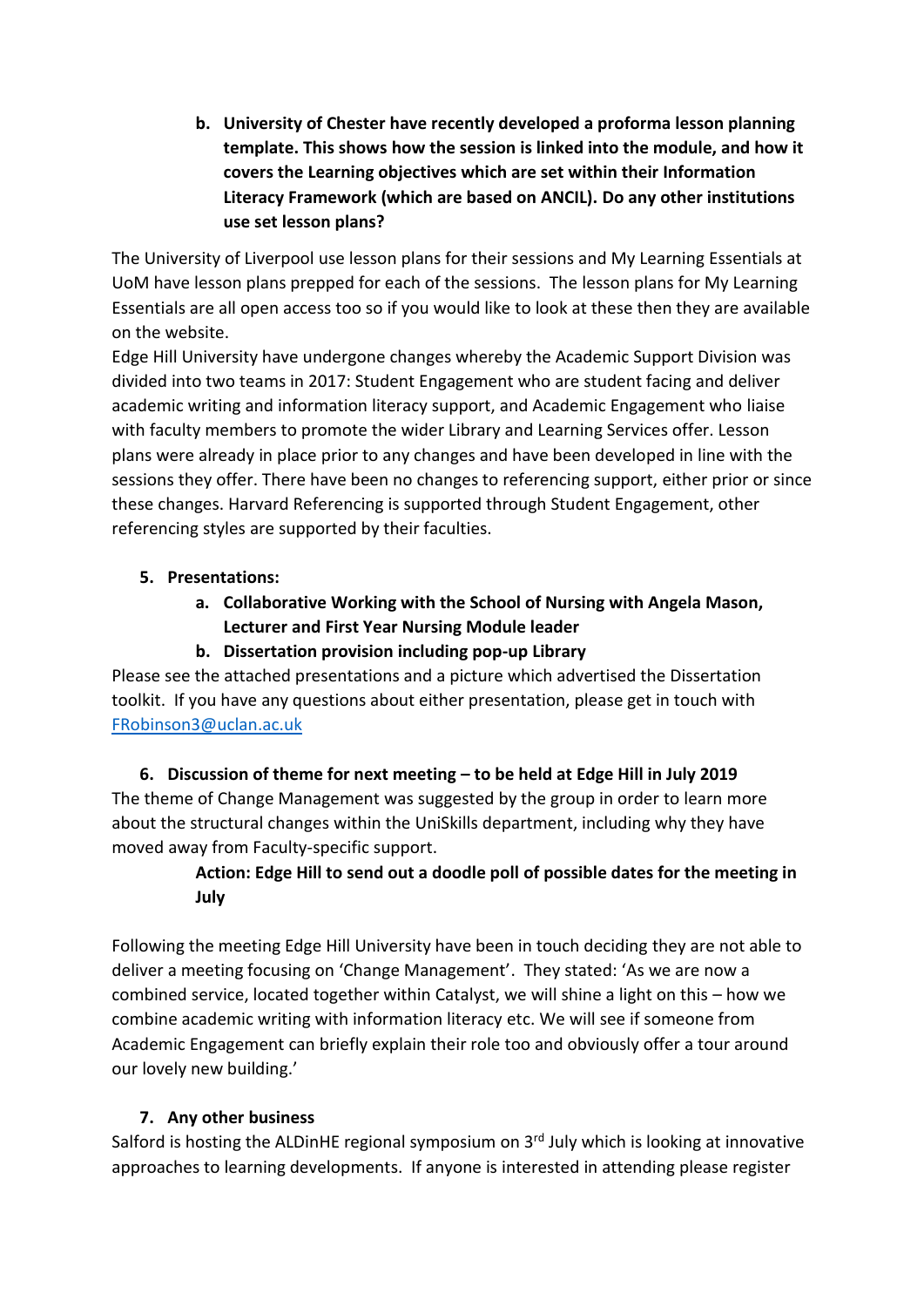b. **University of Chester have recently developed a proforma lesson planning template. This shows how the session is linked into the module, and how it covers the Learning objectives which are set within their Information Literacy Framework (which are based on ANCIL). Do any other institutions use set lesson plans?**

The University of Liverpool use lesson plans for their sessions and My Learning Essentials at UoM have lesson plans prepped for each of the sessions. The lesson plans for My Learning Essentials are all open access too so if you would like to look at these then they are available on the website.

Edge Hill University have undergone changes whereby the Academic Support Division was divided into two teams in 2017: Student Engagement who are student facing and deliver academic writing and information literacy support, and Academic Engagement who liaise with faculty members to promote the wider Library and Learning Services offer. Lesson plans were already in place prior to any changes and have been developed in line with the sessions they offer. There have been no changes to referencing support, either prior or since these changes. Harvard Referencing is supported through Student Engagement, other referencing styles are supported by their faculties.

5. **Presentations:**
   a. **Collaborative Working with the School of Nursing with Angela Mason, Lecturer and First Year Nursing Module leader**
   b. **Dissertation provision including pop-up Library**

Please see the attached presentations and a picture which advertised the Dissertation toolkit. If you have any questions about either presentation, please get in touch with [FRobinson3@uclan.ac.uk](mailto:FRobinson3@uclan.ac.uk)

6. **Discussion of theme for next meeting – to be held at Edge Hill in July 2019**

The theme of Change Management was suggested by the group in order to learn more about the structural changes within the UniSkills department, including why they have moved away from Faculty-specific support.

**Action: Edge Hill to send out a doodle poll of possible dates for the meeting in July**

Following the meeting Edge Hill University have been in touch deciding they are not able to deliver a meeting focusing on 'Change Management'. They stated: 'As we are now a combined service, located together within Catalyst, we will shine a light on this – how we combine academic writing with information literacy etc. We will see if someone from Academic Engagement can briefly explain their role too and obviously offer a tour around our lovely new building.'

7. **Any other business**

Salford is hosting the ALDinHE regional symposium on 3rd July which is looking at innovative approaches to learning developments. If anyone is interested in attending please register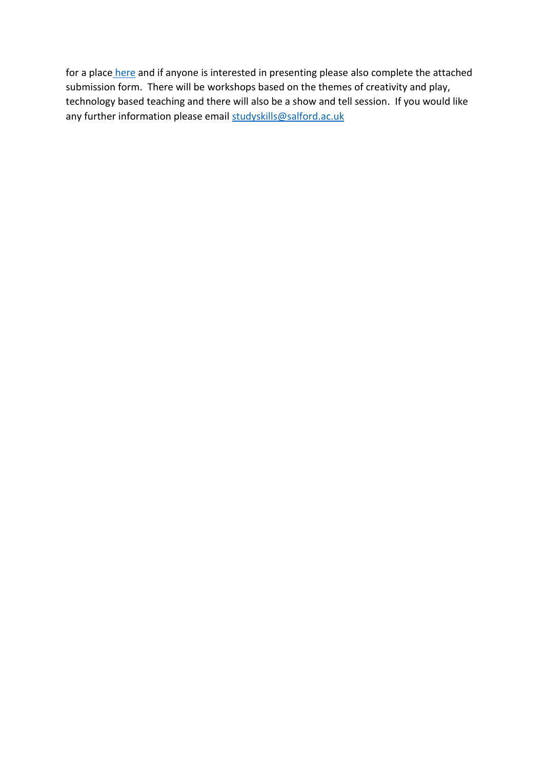for a place [here](#) and if anyone is interested in presenting please also complete the attached submission form. There will be workshops based on the themes of creativity and play, technology based teaching and there will also be a show and tell session. If you would like any further information please email [studyskills@salford.ac.uk](mailto:studyskills@salford.ac.uk)